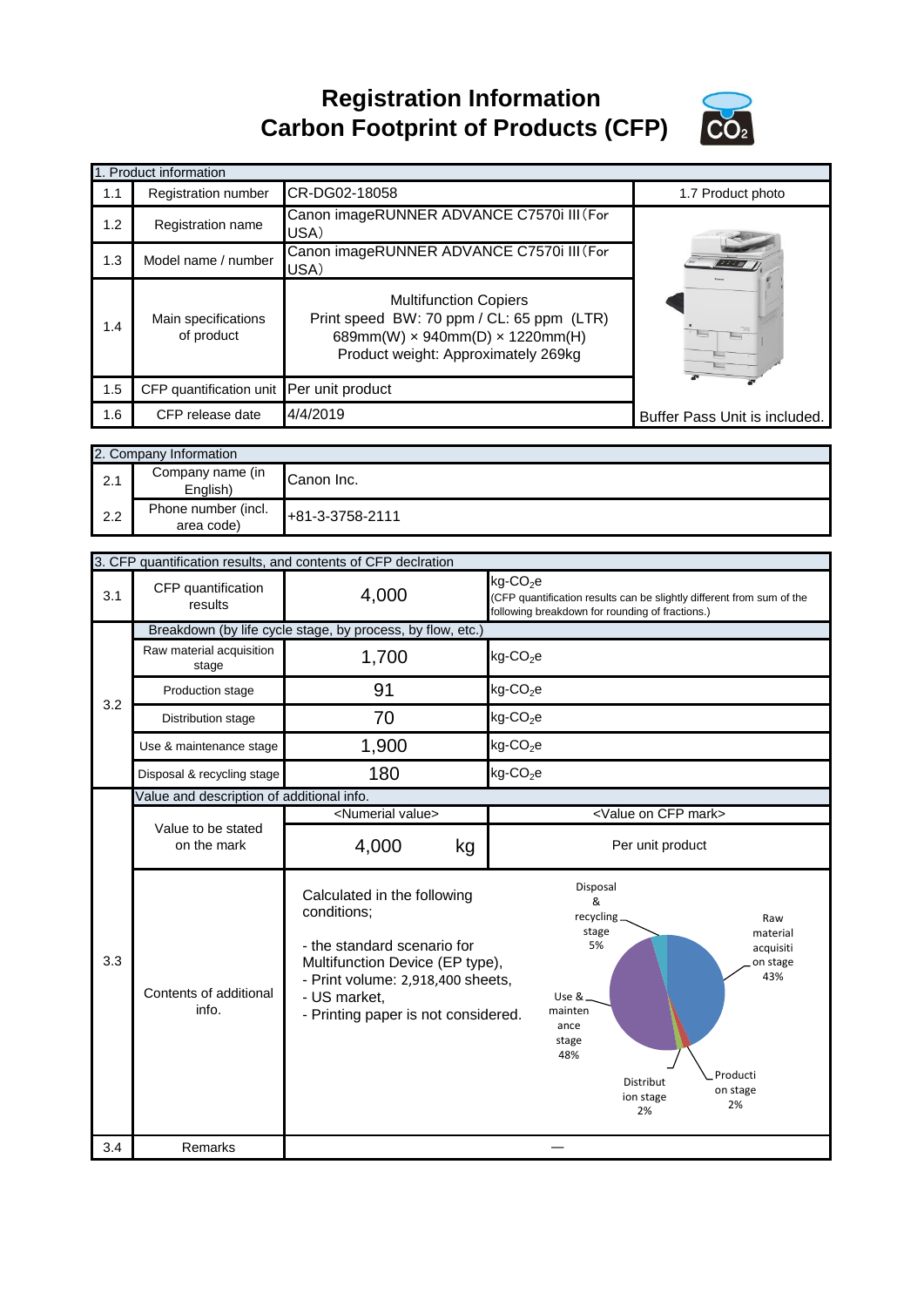# Registration Information
# Carbon Footprint of Products (CFP)

| 1. Product information | | | |
|---|---|---|---|
| 1.1 | Registration number | CR-DG02-18058 | 1.7 Product photo |
| 1.2 | Registration name | Canon imageRUNNER ADVANCE C7570i III（For USA） | |
| 1.3 | Model name / number | Canon imageRUNNER ADVANCE C7570i III（For USA） | |
| 1.4 | Main specifications of product | Multifunction Copiers<br>Print speed BW: 70 ppm / CL: 65 ppm (LTR)<br>689mm(W) × 940mm(D) × 1220mm(H)<br>Product weight: Approximately 269kg | |
| 1.5 | CFP quantification unit | Per unit product | |
| 1.6 | CFP release date | 4/4/2019 | Buffer Pass Unit is included. |

| 2. Company Information | | |
|---|---|---|
| 2.1 | Company name (in English) | Canon Inc. |
| 2.2 | Phone number (incl. area code) | +81-3-3758-2111 |

| 3. CFP quantification results, and contents of CFP declration | | | |
|---|---|---|---|
| 3.1 | CFP quantification results | 4,000 | kg-$CO_2$e<br>(CFP quantification results can be slightly different from sum of the following breakdown for rounding of fractions.) |
| 3.2 | Breakdown (by life cycle stage, by process, by flow, etc.) | | |
| | Raw material acquisition stage | 1,700 | kg-$CO_2$e |
| | Production stage | 91 | kg-$CO_2$e |
| | Distribution stage | 70 | kg-$CO_2$e |
| | Use & maintenance stage | 1,900 | kg-$CO_2$e |
| | Disposal & recycling stage | 180 | kg-$CO_2$e |
| 3.3 | Value and description of additional info. | | |
| | Value to be stated on the mark | <Numerial value><br>4,000 kg | <Value on CFP mark><br>Per unit product |
| | Contents of additional info. | Calculated in the following conditions;<br><br>- the standard scenario for Multifunction Device (EP type),<br>- Print volume: 2,918,400 sheets,<br>- US market,<br>- Printing paper is not considered. | Raw material acquisition stage 43%<br>Production stage 2%<br>Distribution stage 2%<br>Use & maintenance stage 48%<br>Disposal & recycling stage 5% |
| 3.4 | Remarks | — | |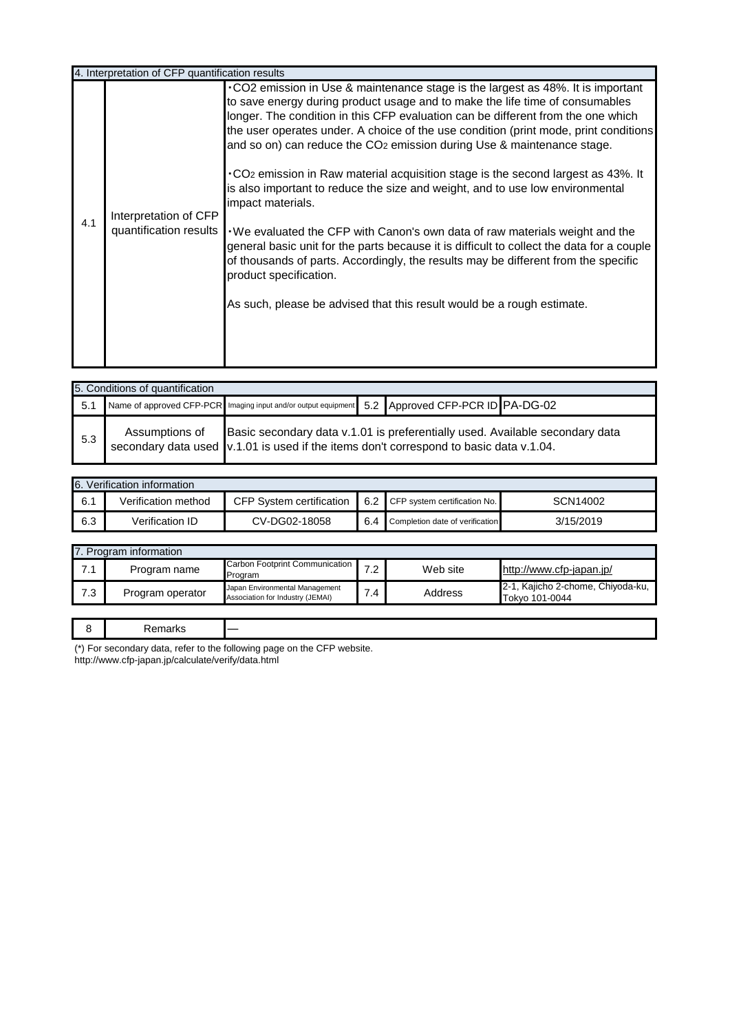## 4. Interpretation of CFP quantification results

| | | |
|---|---|---|
| 4.1 | Interpretation of CFP quantification results | ・CO2 emission in Use & maintenance stage is the largest as 48%. It is important to save energy during product usage and to make the life time of consumables longer. The condition in this CFP evaluation can be different from the one which the user operates under. A choice of the use condition (print mode, print conditions and so on) can reduce the $CO_2$ emission during Use & maintenance stage.<br><br>・$CO_2$ emission in Raw material acquisition stage is the second largest as 43%. It is also important to reduce the size and weight, and to use low environmental impact materials.<br><br>・We evaluated the CFP with Canon's own data of raw materials weight and the general basic unit for the parts because it is difficult to collect the data for a couple of thousands of parts. Accordingly, the results may be different from the specific product specification.<br><br>As such, please be advised that this result would be a rough estimate. |

## 5. Conditions of quantification

| | | | | | |
|---|---|---|---|---|---|
| 5.1 | Name of approved CFP-PCR | Imaging input and/or output equipment | 5.2 | Approved CFP-PCR ID | PA-DG-02 |
| 5.3 | Assumptions of secondary data used | Basic secondary data v.1.01 is preferentially used. Available secondary data v.1.01 is used if the items don't correspond to basic data v.1.04. | | | |

## 6. Verification information

| | | | | | |
|---|---|---|---|---|---|
| 6.1 | Verification method | CFP System certification | 6.2 | CFP system certification No. | SCN14002 |
| 6.3 | Verification ID | CV-DG02-18058 | 6.4 | Completion date of verification | 3/15/2019 |

## 7. Program information

| | | | | | |
|---|---|---|---|---|---|
| 7.1 | Program name | Carbon Footprint Communication Program | 7.2 | Web site | http://www.cfp-japan.jp/ |
| 7.3 | Program operator | Japan Environmental Management Association for Industry (JEMAI) | 7.4 | Address | 2-1, Kajicho 2-chome, Chiyoda-ku, Tokyo 101-0044 |

| | | |
|---|---|---|
| 8 | Remarks | — |

(*) For secondary data, refer to the following page on the CFP website.
http://www.cfp-japan.jp/calculate/verify/data.html